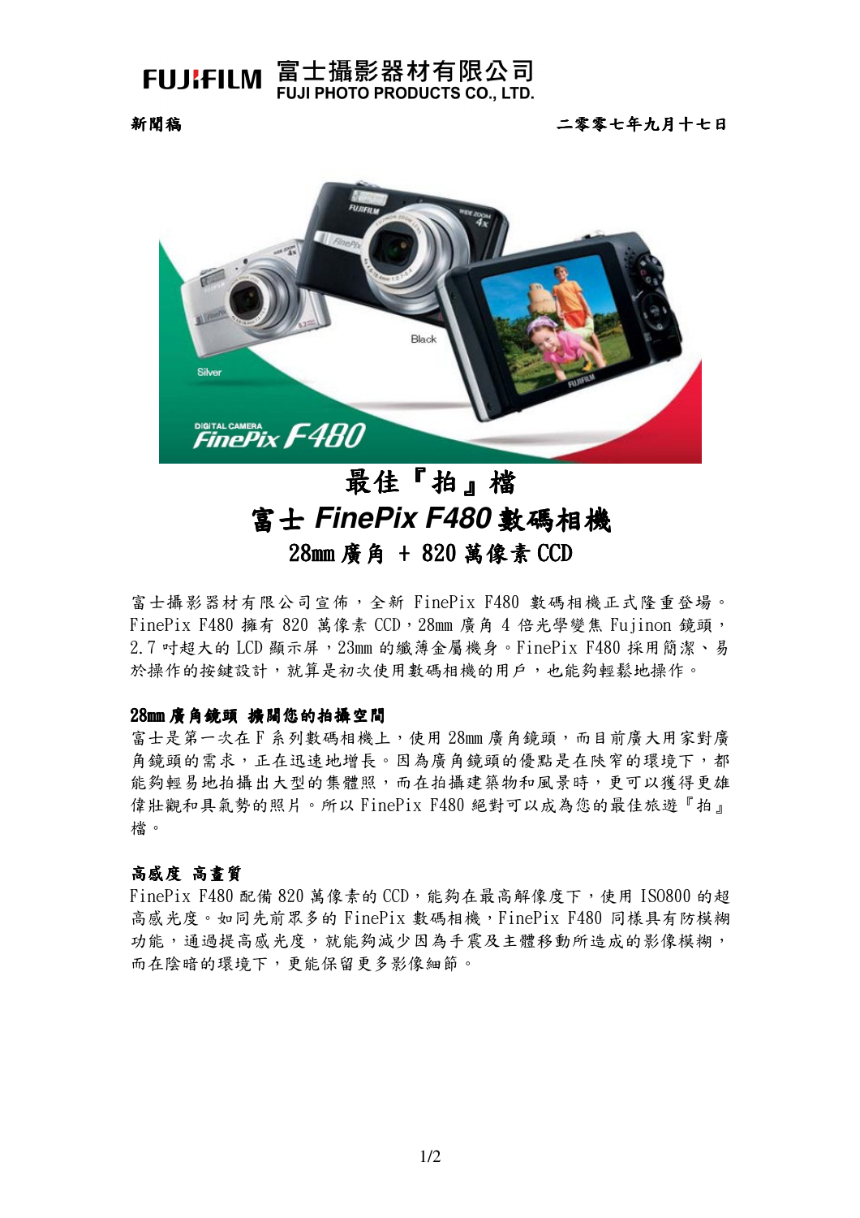# FUJIFILM 富士攝影器材有限公司
FUJI PHOTO PRODUCTS CO., LTD.

**新聞稿** **二零零七年九月十七日**

# 最佳『拍』檔
# 富士 *FinePix F480* 數碼相機
## 28mm 廣角 + 820 萬像素 CCD

富士攝影器材有限公司宣佈，全新 FinePix F480 數碼相機正式隆重登場。FinePix F480 擁有 820 萬像素 CCD，28mm 廣角 4 倍光學變焦 Fujinon 鏡頭，2.7 吋超大的 LCD 顯示屏，23mm 的纖薄金屬機身。FinePix F480 採用簡潔、易於操作的按鍵設計，就算是初次使用數碼相機的用戶，也能夠輕鬆地操作。

**28mm 廣角鏡頭 擴闊您的拍攝空間**

富士是第一次在 F 系列數碼相機上，使用 28mm 廣角鏡頭，而目前廣大用家對廣角鏡頭的需求，正在迅速地增長。因為廣角鏡頭的優點是在狹窄的環境下，都能夠輕易地拍攝出大型的集體照，而在拍攝建築物和風景時，更可以獲得更雄偉壯觀和具氣勢的照片。所以 FinePix F480 絕對可以成為您的最佳旅遊『拍』檔。

**高感度 高畫質**

FinePix F480 配備 820 萬像素的 CCD，能夠在最高解像度下，使用 ISO800 的超高感光度。如同先前眾多的 FinePix 數碼相機，FinePix F480 同樣具有防模糊功能，通過提高感光度，就能夠減少因為手震及主體移動所造成的影像模糊，而在陰暗的環境下，更能保留更多影像細節。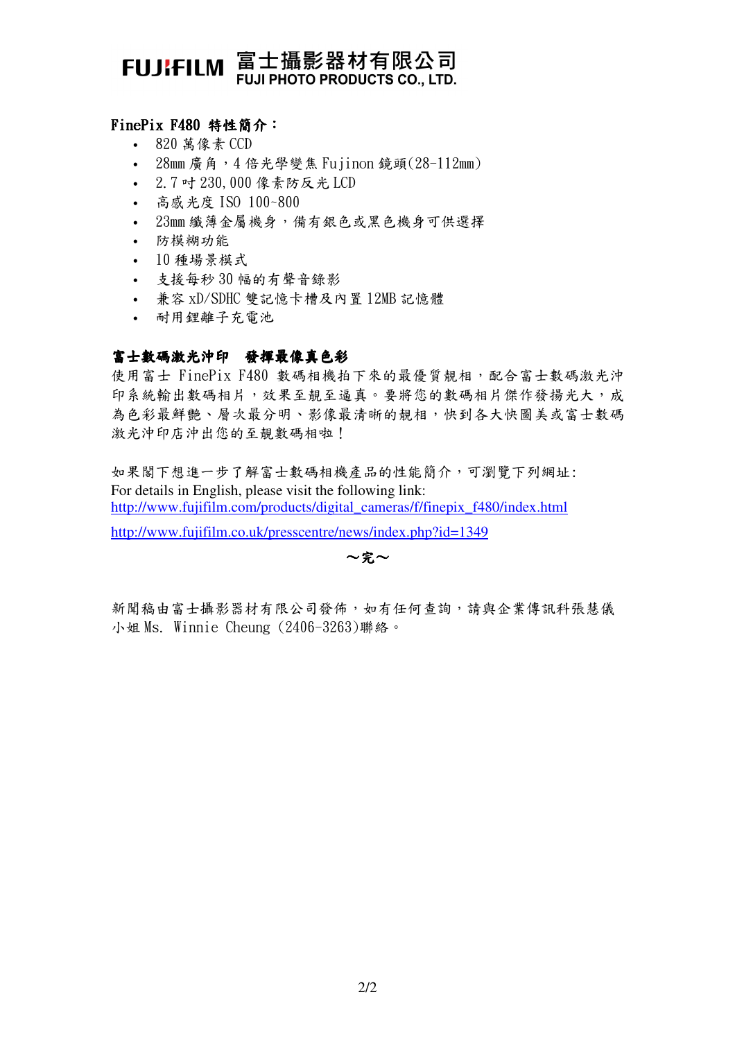**FUJIFILM 富士攝影器材有限公司**
**FUJI PHOTO PRODUCTS CO., LTD.**

**FinePix F480 特性簡介：**

- 820 萬像素 CCD
- 28mm 廣角，4 倍光學變焦 Fujinon 鏡頭(28-112mm)
- 2.7 吋 230,000 像素防反光 LCD
- 高感光度 ISO 100~800
- 23mm 纖薄金屬機身，備有銀色或黑色機身可供選擇
- 防模糊功能
- 10 種場景模式
- 支援每秒 30 幅的有聲音錄影
- 兼容 xD/SDHC 雙記憶卡槽及內置 12MB 記憶體
- 耐用鋰離子充電池

**富士數碼激光沖印　發揮最像真色彩**

使用富士 FinePix F480 數碼相機拍下來的最優質靚相，配合富士數碼激光沖印系統輸出數碼相片，效果至靚至逼真。要將您的數碼相片傑作發揚光大，成為色彩最鮮艷、層次最分明、影像最清晰的靚相，快到各大快圖美或富士數碼激光沖印店沖出您的至靚數碼相啦！

如果閣下想進一步了解富士數碼相機產品的性能簡介，可瀏覽下列網址:
For details in English, please visit the following link:
http://www.fujifilm.com/products/digital_cameras/f/finepix_f480/index.html

http://www.fujifilm.co.uk/presscentre/news/index.php?id=1349

**～完～**

新聞稿由富士攝影器材有限公司發佈，如有任何查詢，請與企業傳訊科張慧儀小姐 Ms. Winnie Cheung (2406-3263)聯絡。